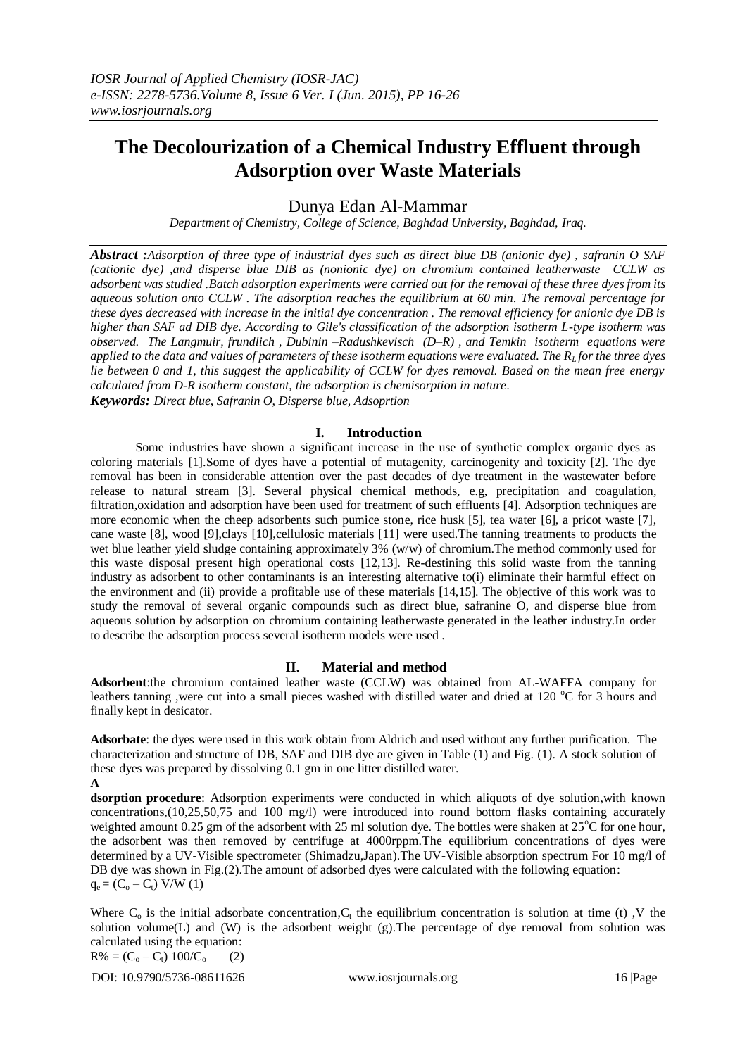# The Decolourization of a Chemical Industry Effluent through Adsorption over Waste Materials

Dunya Edan Al-Mammar

*Department of Chemistry, College of Science, Baghdad University, Baghdad, Iraq.*

***Abstract :****Adsorption of three type of industrial dyes such as direct blue DB (anionic dye) , safranin O SAF (cationic dye) ,and disperse blue DIB as (nonionic dye) on chromium contained leatherwaste CCLW as adsorbent was studied .Batch adsorption experiments were carried out for the removal of these three dyes from its aqueous solution onto CCLW . The adsorption reaches the equilibrium at 60 min. The removal percentage for these dyes decreased with increase in the initial dye concentration . The removal efficiency for anionic dye DB is higher than SAF ad DIB dye. According to Gile's classification of the adsorption isotherm L-type isotherm was observed. The Langmuir, frundlich , Dubinin –Radushkevisch (D–R) , and Temkin isotherm equations were applied to the data and values of parameters of these isotherm equations were evaluated. The $R_L$ for the three dyes lie between 0 and 1, this suggest the applicability of CCLW for dyes removal. Based on the mean free energy calculated from D-R isotherm constant, the adsorption is chemisorption in nature*.

***Keywords:*** *Direct blue, Safranin O, Disperse blue, Adsoprtion*

## I. Introduction

Some industries have shown a significant increase in the use of synthetic complex organic dyes as coloring materials [1].Some of dyes have a potential of mutagenity, carcinogenity and toxicity [2]. The dye removal has been in considerable attention over the past decades of dye treatment in the wastewater before release to natural stream [3]. Several physical chemical methods, e.g, precipitation and coagulation, filtration,oxidation and adsorption have been used for treatment of such effluents [4]. Adsorption techniques are more economic when the cheep adsorbents such pumice stone, rice husk [5], tea water [6], a pricot waste [7], cane waste [8], wood [9],clays [10],cellulosic materials [11] were used.The tanning treatments to products the wet blue leather yield sludge containing approximately 3% (w/w) of chromium.The method commonly used for this waste disposal present high operational costs [12,13]. Re-destining this solid waste from the tanning industry as adsorbent to other contaminants is an interesting alternative to(i) eliminate their harmful effect on the environment and (ii) provide a profitable use of these materials [14,15]. The objective of this work was to study the removal of several organic compounds such as direct blue, safranine O, and disperse blue from aqueous solution by adsorption on chromium containing leatherwaste generated in the leather industry.In order to describe the adsorption process several isotherm models were used .

## II. Material and method

**Adsorbent**:the chromium contained leather waste (CCLW) was obtained from AL-WAFFA company for leathers tanning ,were cut into a small pieces washed with distilled water and dried at 120 $^{o}C$ for 3 hours and finally kept in desicator.

**Adsorbate**: the dyes were used in this work obtain from Aldrich and used without any further purification. The characterization and structure of DB, SAF and DIB dye are given in Table (1) and Fig. (1). A stock solution of these dyes was prepared by dissolving 0.1 gm in one litter distilled water.

**Adsorption procedure**: Adsorption experiments were conducted in which aliquots of dye solution,with known concentrations,(10,25,50,75 and 100 mg/l) were introduced into round bottom flasks containing accurately weighted amount 0.25 gm of the adsorbent with 25 ml solution dye. The bottles were shaken at 25$^{o}C$ for one hour, the adsorbent was then removed by centrifuge at 4000rppm.The equilibrium concentrations of dyes were determined by a UV-Visible spectrometer (Shimadzu,Japan).The UV-Visible absorption spectrum For 10 mg/l of DB dye was shown in Fig.(2).The amount of adsorbed dyes were calculated with the following equation:

$q_e = (C_o – C_t) V/W$ (1)

Where $C_o$ is the initial adsorbate concentration,$C_t$ the equilibrium concentration is solution at time (t) ,V the solution volume(L) and (W) is the adsorbent weight (g).The percentage of dye removal from solution was calculated using the equation:

$R\% = (C_o – C_t) 100/C_o$ (2)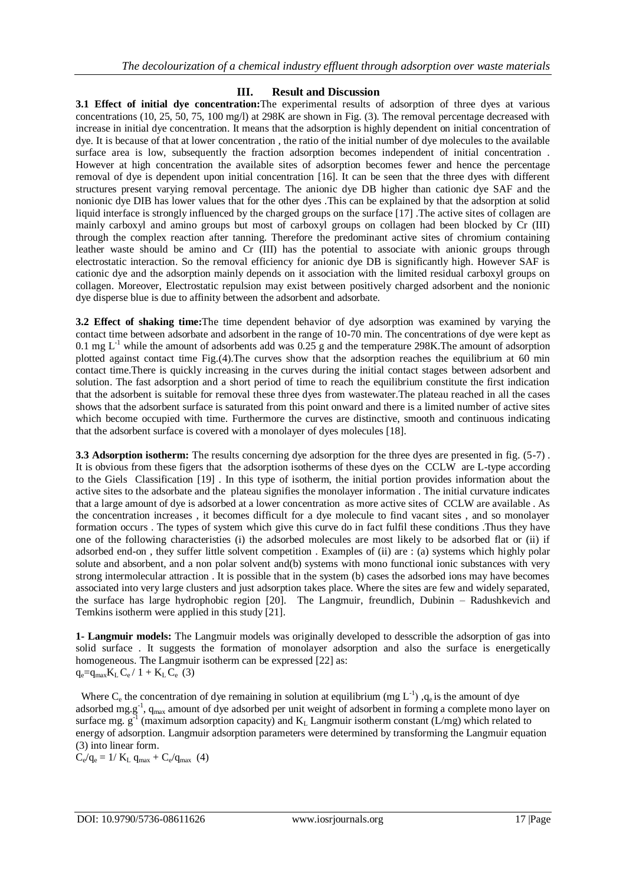## III. Result and Discussion

**3.1 Effect of initial dye concentration:** The experimental results of adsorption of three dyes at various concentrations (10, 25, 50, 75, 100 mg/l) at 298K are shown in Fig. (3). The removal percentage decreased with increase in initial dye concentration. It means that the adsorption is highly dependent on initial concentration of dye. It is because of that at lower concentration , the ratio of the initial number of dye molecules to the available surface area is low, subsequently the fraction adsorption becomes independent of initial concentration . However at high concentration the available sites of adsorption becomes fewer and hence the percentage removal of dye is dependent upon initial concentration [16]. It can be seen that the three dyes with different structures present varying removal percentage. The anionic dye DB higher than cationic dye SAF and the nonionic dye DIB has lower values that for the other dyes .This can be explained by that the adsorption at solid liquid interface is strongly influenced by the charged groups on the surface [17] .The active sites of collagen are mainly carboxyl and amino groups but most of carboxyl groups on collagen had been blocked by Cr (III) through the complex reaction after tanning. Therefore the predominant active sites of chromium containing leather waste should be amino and Cr (III) has the potential to associate with anionic groups through electrostatic interaction. So the removal efficiency for anionic dye DB is significantly high. However SAF is cationic dye and the adsorption mainly depends on it association with the limited residual carboxyl groups on collagen. Moreover, Electrostatic repulsion may exist between positively charged adsorbent and the nonionic dye disperse blue is due to affinity between the adsorbent and adsorbate.

**3.2 Effect of shaking time:** The time dependent behavior of dye adsorption was examined by varying the contact time between adsorbate and adsorbent in the range of 10-70 min. The concentrations of dye were kept as 0.1 mg $L^{-1}$ while the amount of adsorbents add was 0.25 g and the temperature 298K.The amount of adsorption plotted against contact time Fig.(4).The curves show that the adsorption reaches the equilibrium at 60 min contact time.There is quickly increasing in the curves during the initial contact stages between adsorbent and solution. The fast adsorption and a short period of time to reach the equilibrium constitute the first indication that the adsorbent is suitable for removal these three dyes from wastewater.The plateau reached in all the cases shows that the adsorbent surface is saturated from this point onward and there is a limited number of active sites which become occupied with time. Furthermore the curves are distinctive, smooth and continuous indicating that the adsorbent surface is covered with a monolayer of dyes molecules [18].

**3.3 Adsorption isotherm:** The results concerning dye adsorption for the three dyes are presented in fig. (5-7) . It is obvious from these figers that the adsorption isotherms of these dyes on the CCLW are L-type according to the Giels Classification [19] . In this type of isotherm, the initial portion provides information about the active sites to the adsorbate and the plateau signifies the monolayer information . The initial curvature indicates that a large amount of dye is adsorbed at a lower concentration as more active sites of CCLW are available . As the concentration increases , it becomes difficult for a dye molecule to find vacant sites , and so monolayer formation occurs . The types of system which give this curve do in fact fulfil these conditions .Thus they have one of the following characteristies (i) the adsorbed molecules are most likely to be adsorbed flat or (ii) if adsorbed end-on , they suffer little solvent competition . Examples of (ii) are : (a) systems which highly polar solute and absorbent, and a non polar solvent and(b) systems with mono functional ionic substances with very strong intermolecular attraction . It is possible that in the system (b) cases the adsorbed ions may have becomes associated into very large clusters and just adsorption takes place. Where the sites are few and widely separated, the surface has large hydrophobic region [20]. The Langmuir, freundlich, Dubinin – Radushkevich and Temkins isotherm were applied in this study [21].

**1- Langmuir models:** The Langmuir models was originally developed to desscrible the adsorption of gas into solid surface . It suggests the formation of monolayer adsorption and also the surface is energetically homogeneous. The Langmuir isotherm can be expressed [22] as:

$$q_e = q_{max} K_L C_e / 1 + K_L C_e \quad (3)$$

Where $C_e$ the concentration of dye remaining in solution at equilibrium (mg $L^{-1}$) ,$q_e$ is the amount of dye adsorbed mg.$g^{-1}$, $q_{max}$ amount of dye adsorbed per unit weight of adsorbent in forming a complete mono layer on surface mg. $g^{-1}$ (maximum adsorption capacity) and $K_L$ Langmuir isotherm constant (L/mg) which related to energy of adsorption. Langmuir adsorption parameters were determined by transforming the Langmuir equation (3) into linear form.

$$C_e/q_e = 1/ K_L\, q_{max} + C_e/q_{max} \quad (4)$$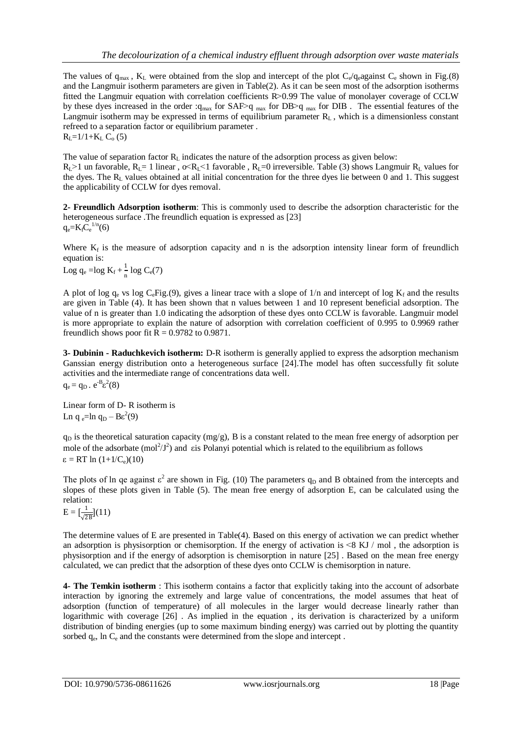The values of $q_{max}$ , $K_L$ were obtained from the slop and intercept of the plot $C_e/q_e$against $C_e$ shown in Fig.(8) and the Langmuir isotherm parameters are given in Table(2). As it can be seen most of the adsorption isotherms fitted the Langmuir equation with correlation coefficients R>0.99 The value of monolayer coverage of CCLW by these dyes increased in the order :$q_{max}$ for SAF>$q_{max}$ for DB>$q_{max}$ for DIB . The essential features of the Langmuir isotherm may be expressed in terms of equilibrium parameter $R_L$ , which is a dimensionless constant refreed to a separation factor or equilibrium parameter .

$R_L=1/1+K_L\ C_o$ (5)

The value of separation factor $R_L$ indicates the nature of the adsorption process as given below:

$R_L>1$ un favorable, $R_L= 1$ linear , $0<R_L<1$ favorable , $R_L=0$ irreversible. Table (3) shows Langmuir $R_L$ values for the dyes. The $R_L$ values obtained at all initial concentration for the three dyes lie between 0 and 1. This suggest the applicability of CCLW for dyes removal.

**2- Freundlich Adsorption isotherm**: This is commonly used to describe the adsorption characteristic for the heterogeneous surface .The freundlich equation is expressed as [23]

$q_e=K_fC_e^{1/n}$(6)

Where $K_f$ is the measure of adsorption capacity and n is the adsorption intensity linear form of freundlich equation is:

$\text{Log } q_e = \log K_f + \frac{1}{n} \log C_e$(7)

A plot of log $q_e$ vs log $C_e$Fig.(9), gives a linear trace with a slope of 1/n and intercept of log $K_f$ and the results are given in Table (4). It has been shown that n values between 1 and 10 represent beneficial adsorption. The value of n is greater than 1.0 indicating the adsorption of these dyes onto CCLW is favorable. Langmuir model is more appropriate to explain the nature of adsorption with correlation coefficient of 0.995 to 0.9969 rather freundlich shows poor fit R = 0.9782 to 0.9871.

**3- Dubinin - Raduchkevich isotherm:** D-R isotherm is generally applied to express the adsorption mechanism Ganssian energy distribution onto a heterogeneous surface [24].The model has often successfully fit solute activities and the intermediate range of concentrations data well.

$q_e = q_D \cdot e^{-B}\varepsilon^2$(8)

Linear form of D- R isotherm is

$\text{Ln } q_e=\ln q_D - B\varepsilon^2$(9)

$q_D$ is the theoretical saturation capacity (mg/g), B is a constant related to the mean free energy of adsorption per mole of the adsorbate ($mol^2/J^2$) and $\varepsilon$is Polanyi potential which is related to the equilibrium as follows

$\varepsilon = RT \ln (1+1/C_e)$(10)

The plots of ln qe against $\varepsilon^2$ are shown in Fig. (10) The parameters $q_D$ and B obtained from the intercepts and slopes of these plots given in Table (5). The mean free energy of adsorption E, can be calculated using the relation:

$E = [\frac{1}{\sqrt{2B}}]$(11)

The determine values of E are presented in Table(4). Based on this energy of activation we can predict whether an adsorption is physisorption or chemisorption. If the energy of activation is <8 KJ / mol , the adsorption is physisorption and if the energy of adsorption is chemisorption in nature [25] . Based on the mean free energy calculated, we can predict that the adsorption of these dyes onto CCLW is chemisorption in nature.

**4- The Temkin isotherm** : This isotherm contains a factor that explicitly taking into the account of adsorbate interaction by ignoring the extremely and large value of concentrations, the model assumes that heat of adsorption (function of temperature) of all molecules in the larger would decrease linearly rather than logarithmic with coverage [26] . As implied in the equation , its derivation is characterized by a uniform distribution of binding energies (up to some maximum binding energy) was carried out by plotting the quantity sorbed $q_e$, ln $C_e$ and the constants were determined from the slope and intercept .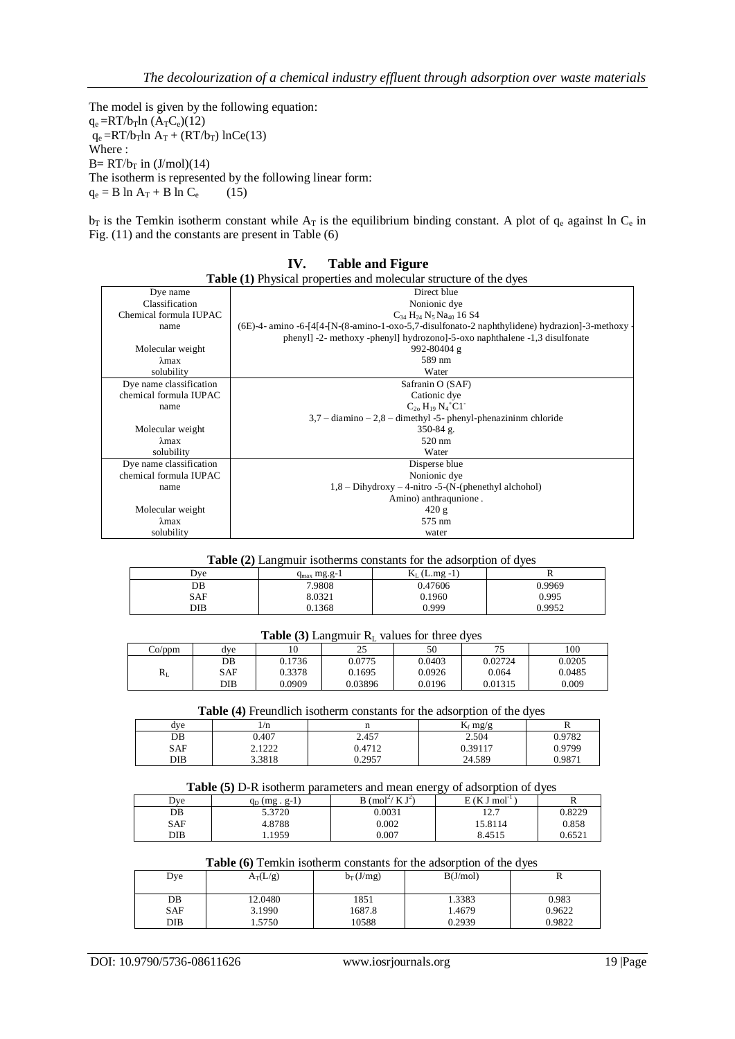The model is given by the following equation:

$q_e = RT/b_T \ln (A_T C_e)$(12)

$q_e = RT/b_T \ln A_T + (RT/b_T) \ln Ce$(13)

Where :

$B = RT/b_T$ in (J/mol)(14)

The isotherm is represented by the following linear form:

$q_e = B \ln A_T + B \ln C_e$ (15)

$b_T$ is the Temkin isotherm constant while $A_T$ is the equilibrium binding constant. A plot of $q_e$ against $\ln C_e$ in Fig. (11) and the constants are present in Table (6)

## IV. Table and Figure

**Table (1)** Physical properties and molecular structure of the dyes

| | |
|---|---|
| Dye name | Direct blue |
| Classification | Nonionic dye |
| Chemical formula IUPAC | $C_{34} H_{24} N_5 Na_{40}$ 16 S4 |
| name | (6E)-4- amino -6-[4[4-[N-(8-amino-1-oxo-5,7-disulfonato-2 naphthylidene) hydrazion]-3-methoxy - phenyl] -2- methoxy -phenyl] hydrozono]-5-oxo naphthalene -1,3 disulfonate |
| Molecular weight | 992-80404 g |
| λmax | 589 nm |
| solubility | Water |
| Dye name classification | Safranin O (SAF) |
| chemical formula IUPAC | Cationic dye |
| name | $C_{2o} H_{19} N_4^+ C1^-$ |
| | 3,7 – diamino – 2,8 – dimethyl -5- phenyl-phenazininm chloride |
| Molecular weight | 350-84 g. |
| λmax | 520 nm |
| solubility | Water |
| Dye name classification | Disperse blue |
| chemical formula IUPAC | Nonionic dye |
| name | 1,8 – Dihydroxy – 4-nitro -5-(N-(phenethyl alchohol) Amino) anthraqunione . |
| Molecular weight | 420 g |
| λmax | 575 nm |
| solubility | water |

**Table (2)** Langmuir isotherms constants for the adsorption of dyes

| Dye | $q_{max}$ mg.g-1 | $K_L$ (L.mg -1) | R |
|---|---|---|---|
| DB | 7.9808 | 0.47606 | 0.9969 |
| SAF | 8.0321 | 0.1960 | 0.995 |
| DIB | 0.1368 | 0.999 | 0.9952 |

**Table (3)** Langmuir $R_L$ values for three dyes

| Co/ppm | dye | 10 | 25 | 50 | 75 | 100 |
|---|---|---|---|---|---|---|
| | DB | 0.1736 | 0.0775 | 0.0403 | 0.02724 | 0.0205 |
| $R_L$ | SAF | 0.3378 | 0.1695 | 0.0926 | 0.064 | 0.0485 |
| | DIB | 0.0909 | 0.03896 | 0.0196 | 0.01315 | 0.009 |

**Table (4)** Freundlich isotherm constants for the adsorption of the dyes

| dye | 1/n | n | $K_f$ mg/g | R |
|---|---|---|---|---|
| DB | 0.407 | 2.457 | 2.504 | 0.9782 |
| SAF | 2.1222 | 0.4712 | 0.39117 | 0.9799 |
| DIB | 3.3818 | 0.2957 | 24.589 | 0.9871 |

**Table (5)** D-R isotherm parameters and mean energy of adsorption of dyes

| Dye | $q_D$ (mg . g-1) | B ($mol^2$/ K $J^2$) | E (K J $mol^{-1}$ ) | R |
|---|---|---|---|---|
| DB | 5.3720 | 0.0031 | 12.7 | 0.8229 |
| SAF | 4.8788 | 0.002 | 15.8114 | 0.858 |
| DIB | 1.1959 | 0.007 | 8.4515 | 0.6521 |

**Table (6)** Temkin isotherm constants for the adsorption of the dyes

| Dye | $A_T$(L/g) | $b_T$ (J/mg) | B(J/mol) | R |
|---|---|---|---|---|
| DB | 12.0480 | 1851 | 1.3383 | 0.983 |
| SAF | 3.1990 | 1687.8 | 1.4679 | 0.9622 |
| DIB | 1.5750 | 10588 | 0.2939 | 0.9822 |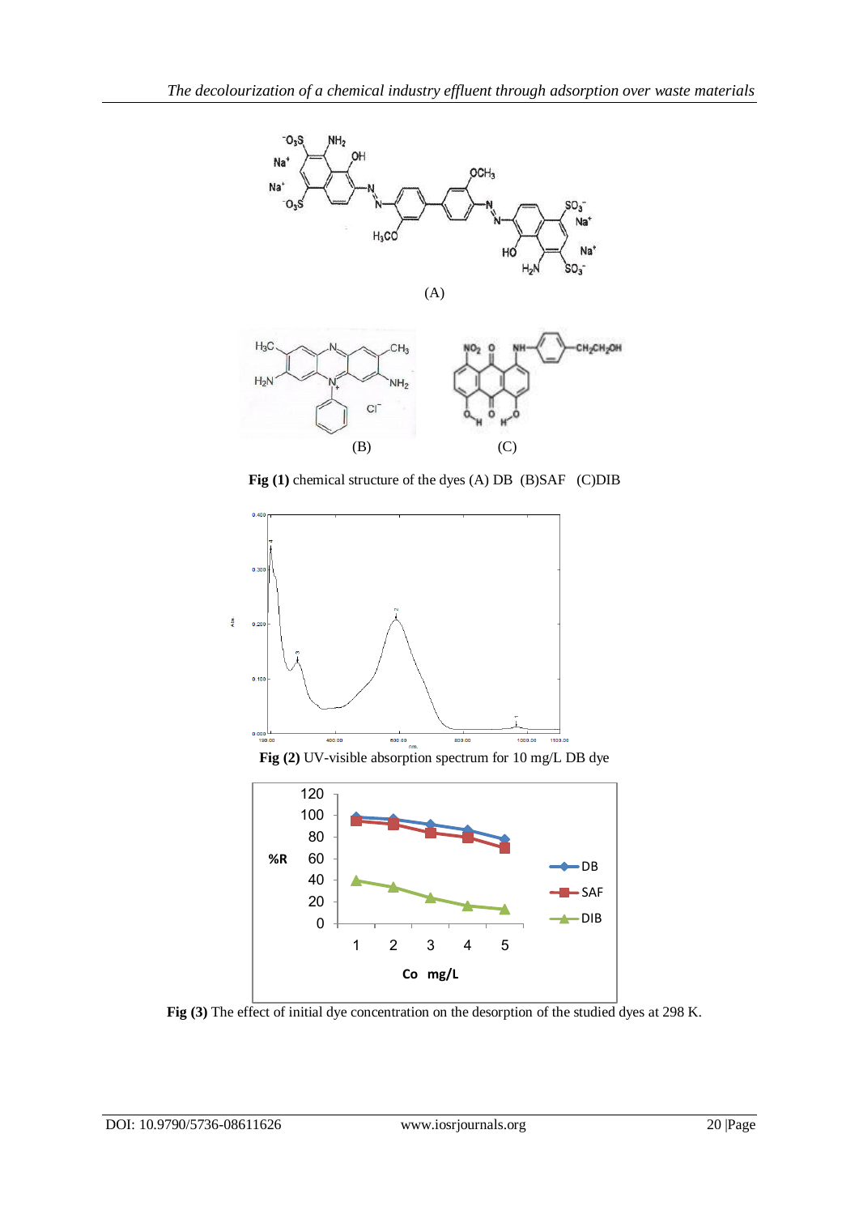$^{-}O_3S$ $NH_2$ $Na^+$ OH $Na^+$ $^{-}O_3S$ N N $OCH_3$ $H_3CO$ N N $SO_3^-$ $Na^+$ HO $Na^+$ $H_2N$ $SO_3^-$

(A)

$H_3C$ N $CH_3$ $H_2N$ $N^+$ $NH_2$ $Cl^-$

$NO_2$ O NH $CH_2CH_2OH$ O H O H O

(B) (C)

**Fig (1)** chemical structure of the dyes (A) DB (B)SAF (C)DIB

0.400
0.300
0.200
0.100
0.000
Abs.
190.00
400.00
600.00
800.00
1000.00
1100.00
nm.

**Fig (2)** UV-visible absorption spectrum for 10 mg/L DB dye

%R
120
100
80
60
40
20
0
1
2
3
4
5
Co mg/L
DB
SAF
DIB

**Fig (3)** The effect of initial dye concentration on the desorption of the studied dyes at 298 K.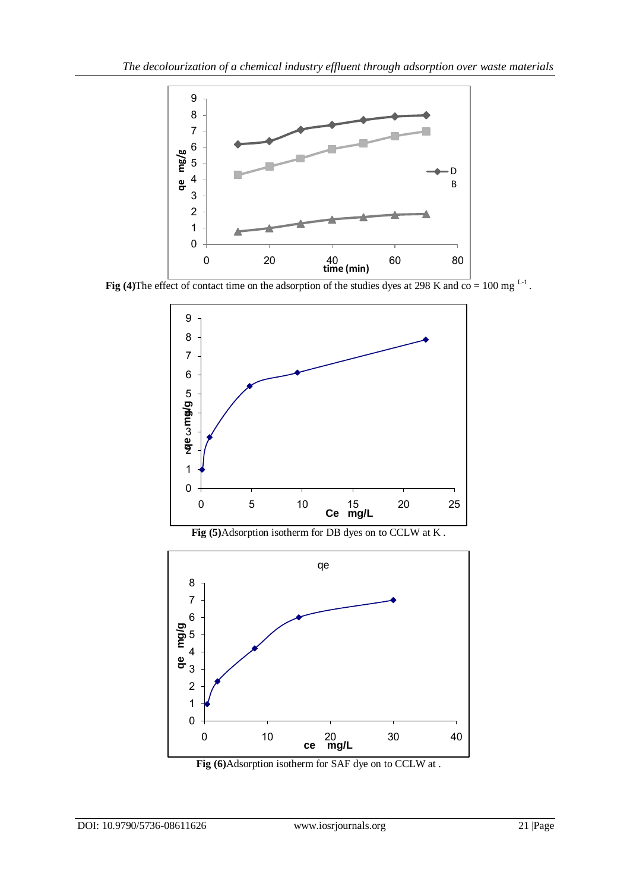9
8
7
6
5
4
3
2
1
0

qe mg/g

0 20 40 60 80

time (min)

D

B

**Fig (4)**The effect of contact time on the adsorption of the studies dyes at 298 K and co = 100 mg $^{L-1}$ .

9
8
7
6
5
4
3
2
1
0

qe mg/g

0 5 10 15 20 25

Ce mg/L

**Fig (5)**Adsorption isotherm for DB dyes on to CCLW at K .

qe

8
7
6
5
4
3
2
1
0

qe mg/g

0 10 20 30 40

ce mg/L

**Fig (6)**Adsorption isotherm for SAF dye on to CCLW at .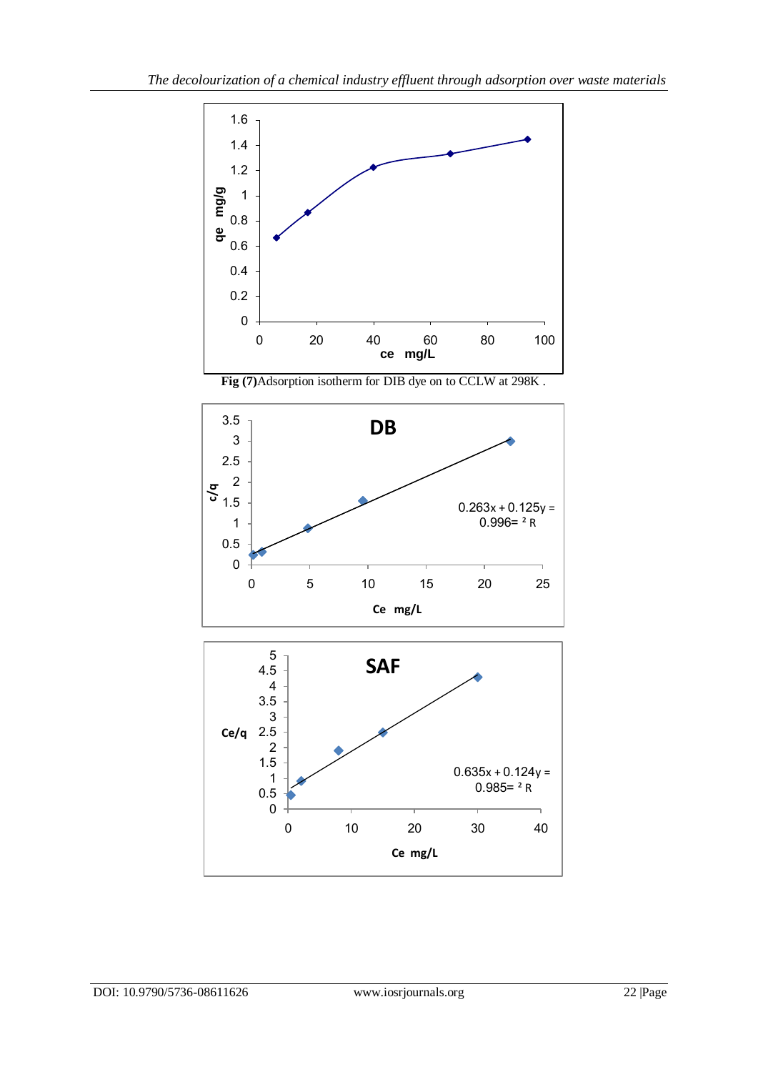Fig (7)Adsorption isotherm for DIB dye on to CCLW at 298K .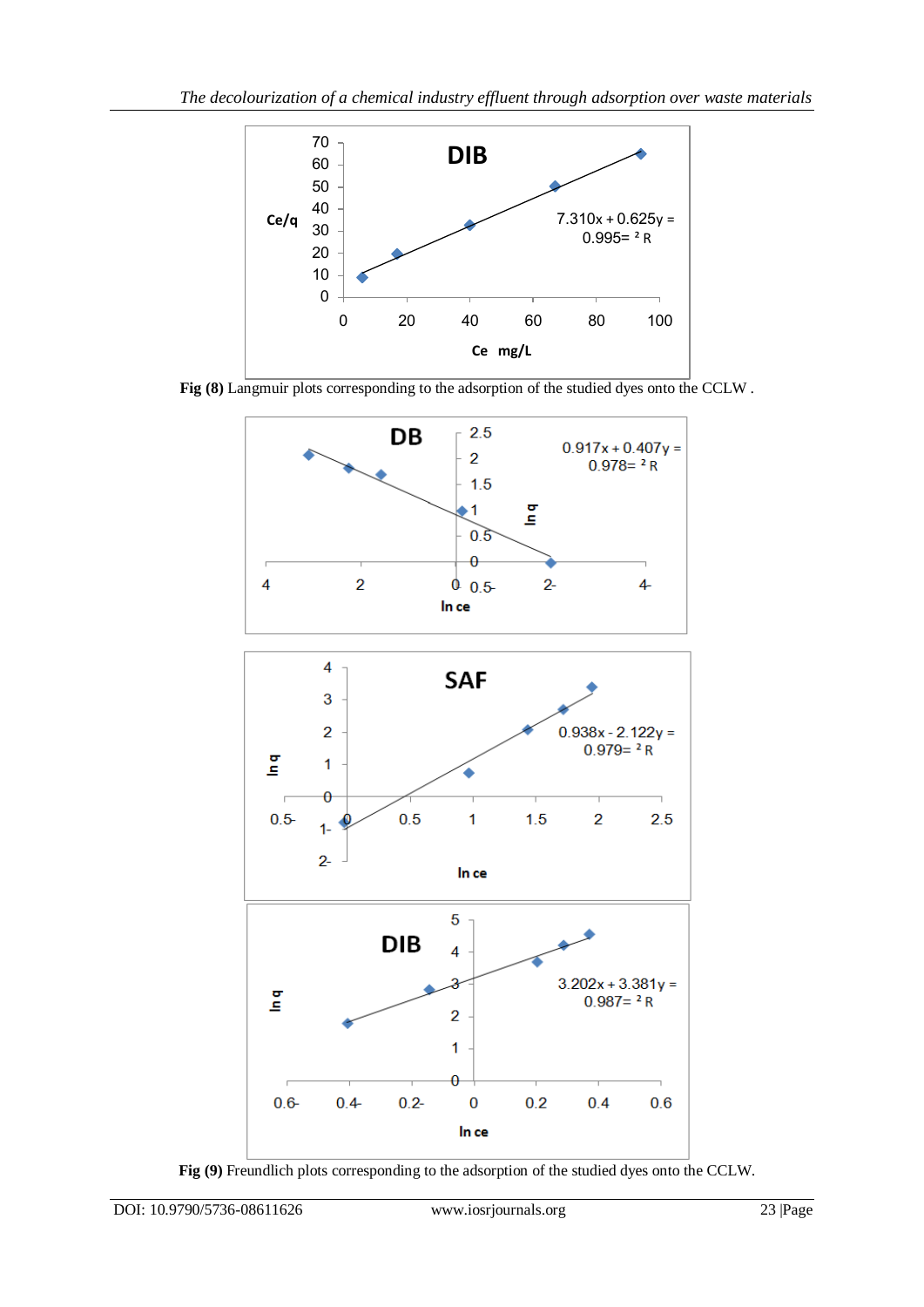DIB

Ce/q

70
60
50
40
30
20
10
0

0 20 40 60 80 100

Ce mg/L

7.310x + 0.625y =
0.995= ² R

**Fig (8)** Langmuir plots corresponding to the adsorption of the studied dyes onto the CCLW .

DB

2.5
2
1.5
1
0.5
0
0.5-

4 2 0 2- 4-

ln ce

ln q

0.917x + 0.407y =
0.978= ² R

SAF

4
3
2
1
0
1-
2-

0.5- 0 0.5 1 1.5 2 2.5

ln q

ln ce

0.938x - 2.122y =
0.979= ² R

DIB

5
4
3
2
1
0

0.6- 0.4- 0.2- 0 0.2 0.4 0.6

ln q

ln ce

3.202x + 3.381y =
0.987= ² R

**Fig (9)** Freundlich plots corresponding to the adsorption of the studied dyes onto the CCLW.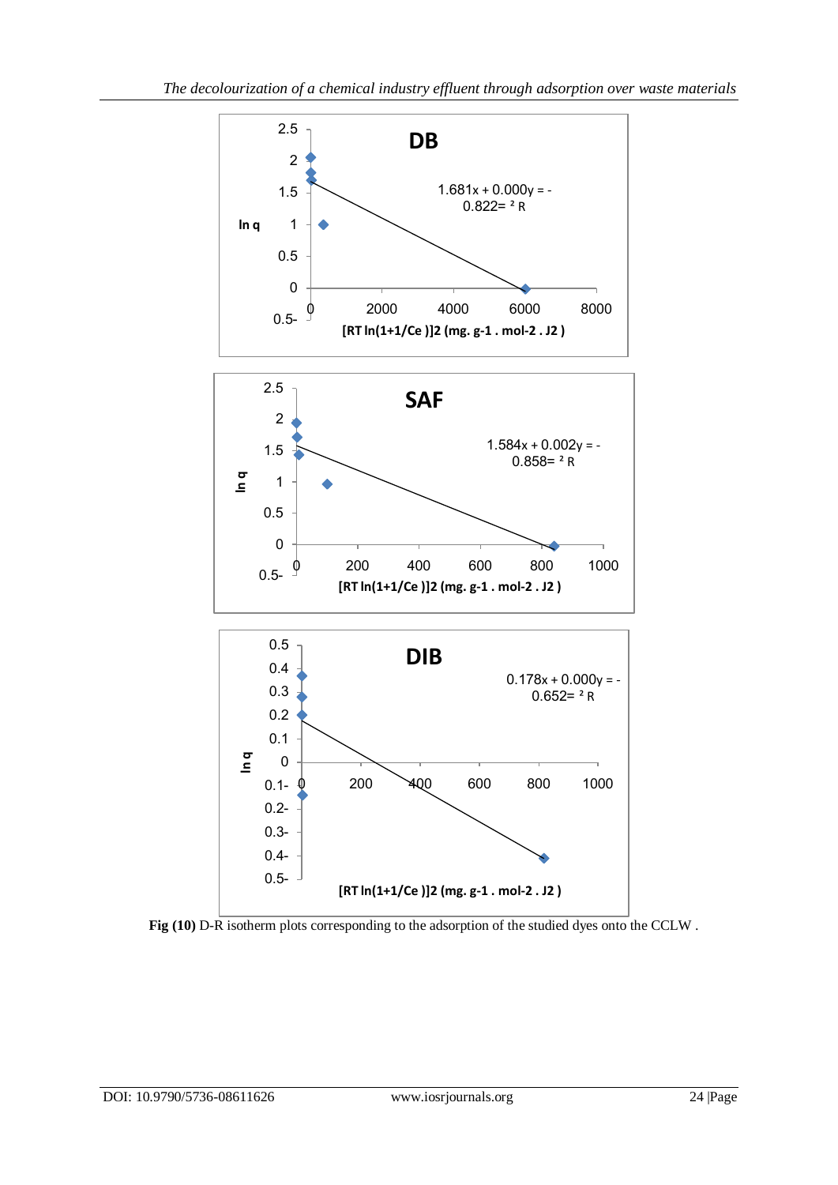DB

2.5
2
1.5
ln q 1
0.5
0
0.5-

0 2000 4000 6000 8000

[RT ln(1+1/Ce )]2 (mg. g-1 . mol-2 . J2 )

1.681x + 0.000y = -
0.822= ² R

SAF

2.5
2
1.5
ln q 1
0.5
0
0.5-

0 200 400 600 800 1000

[RT ln(1+1/Ce )]2 (mg. g-1 . mol-2 . J2 )

1.584x + 0.002y = -
0.858= ² R

DIB

0.5
0.4
0.3
0.2
0.1
ln q 0
0.1-
0.2-
0.3-
0.4-
0.5-

0 200 400 600 800 1000

[RT ln(1+1/Ce )]2 (mg. g-1 . mol-2 . J2 )

0.178x + 0.000y = -
0.652= ² R

**Fig (10)** D-R isotherm plots corresponding to the adsorption of the studied dyes onto the CCLW .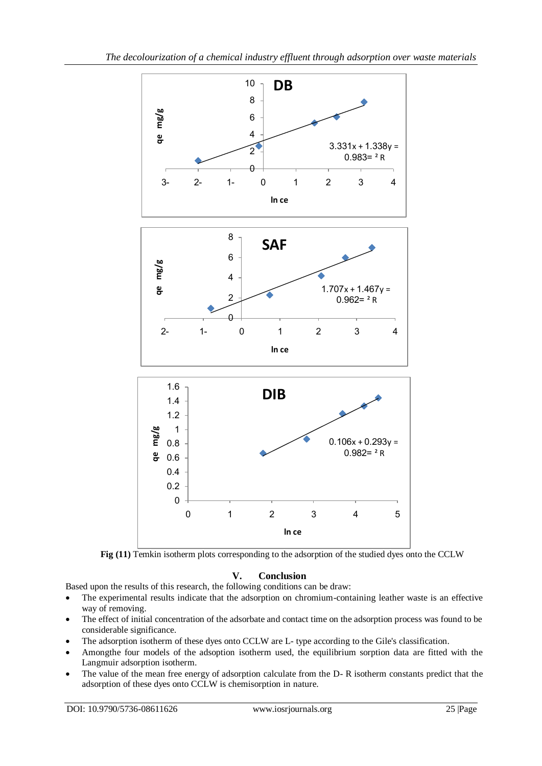DB

qe mg/g

10
8
6
4
2
0

3- 2- 1- 0 1 2 3 4

ln ce

3.331x + 1.338y =
0.983= ² R

SAF

qe mg/g

8
6
4
2
0

2- 1- 0 1 2 3 4

ln ce

1.707x + 1.467y =
0.962= ² R

DIB

qe mg/g

1.6
1.4
1.2
1
0.8
0.6
0.4
0.2
0

0 1 2 3 4 5

ln ce

0.106x + 0.293y =
0.982= ² R

**Fig (11)** Temkin isotherm plots corresponding to the adsorption of the studied dyes onto the CCLW

## V. Conclusion

Based upon the results of this research, the following conditions can be draw:

- The experimental results indicate that the adsorption on chromium-containing leather waste is an effective way of removing.
- The effect of initial concentration of the adsorbate and contact time on the adsorption process was found to be considerable significance.
- The adsorption isotherm of these dyes onto CCLW are L- type according to the Gile's classification.
- Amongthe four models of the adsoption isotherm used, the equilibrium sorption data are fitted with the Langmuir adsorption isotherm.
- The value of the mean free energy of adsorption calculate from the D- R isotherm constants predict that the adsorption of these dyes onto CCLW is chemisorption in nature.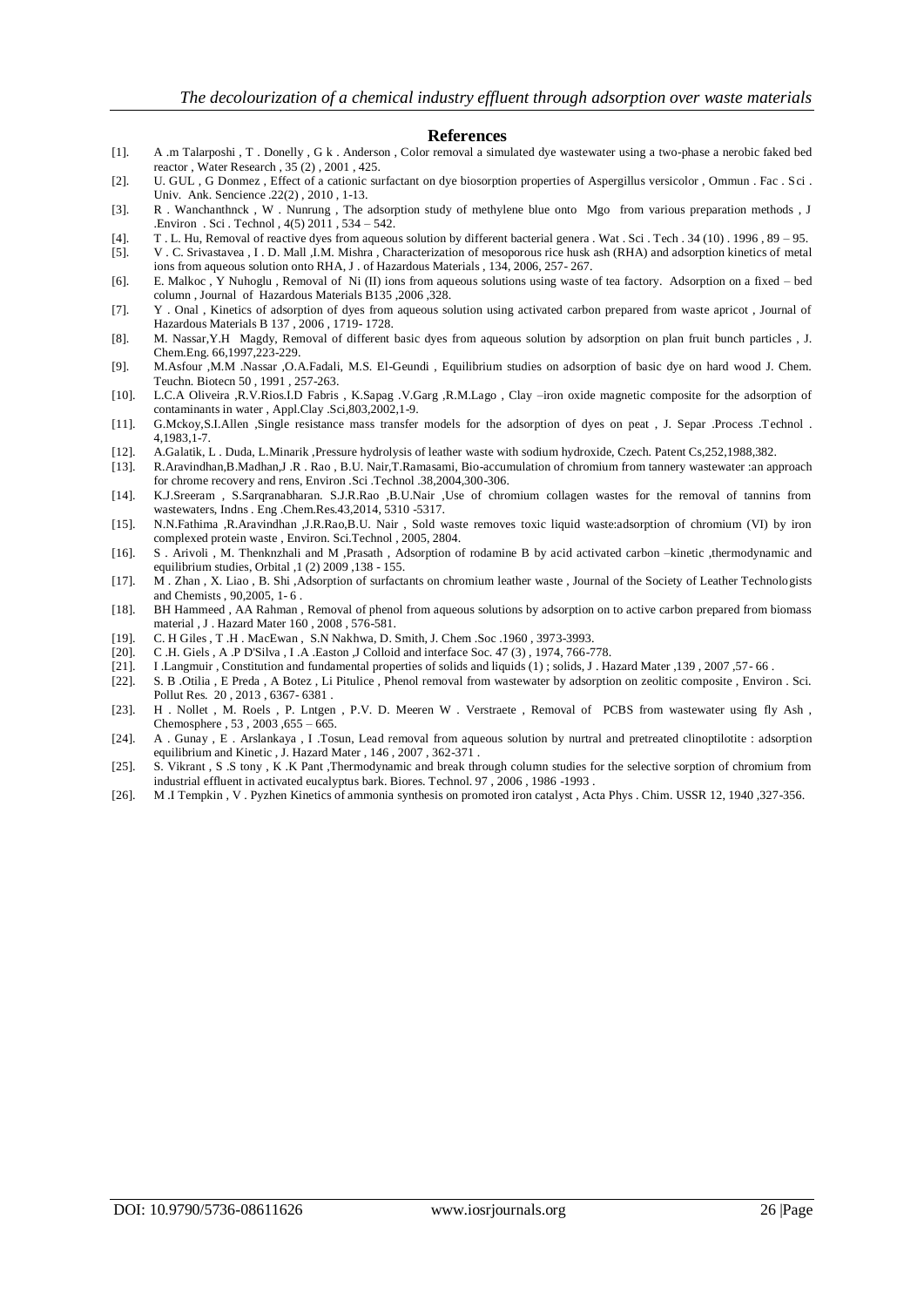## References

[1]. A .m Talarposhi , T . Donelly , G k . Anderson , Color removal a simulated dye wastewater using a two-phase a nerobic faked bed reactor , Water Research , 35 (2) , 2001 , 425.

[2]. U. GUL , G Donmez , Effect of a cationic surfactant on dye biosorption properties of Aspergillus versicolor , Ommun . Fac . Sci . Univ. Ank. Sencience .22(2) , 2010 , 1-13.

[3]. R . Wanchanthnck , W . Nunrung , The adsorption study of methylene blue onto Mgo from various preparation methods , J .Environ . Sci . Technol , 4(5) 2011 , 534 – 542.

[4]. T . L. Hu, Removal of reactive dyes from aqueous solution by different bacterial genera . Wat . Sci . Tech . 34 (10) . 1996 , 89 – 95.

[5]. V . C. Srivastavea , I . D. Mall ,I.M. Mishra , Characterization of mesoporous rice husk ash (RHA) and adsorption kinetics of metal ions from aqueous solution onto RHA, J . of Hazardous Materials , 134, 2006, 257- 267.

[6]. E. Malkoc , Y Nuhoglu , Removal of Ni (II) ions from aqueous solutions using waste of tea factory. Adsorption on a fixed – bed column , Journal of Hazardous Materials B135 ,2006 ,328.

[7]. Y . Onal , Kinetics of adsorption of dyes from aqueous solution using activated carbon prepared from waste apricot , Journal of Hazardous Materials B 137 , 2006 , 1719- 1728.

[8]. M. Nassar,Y.H Magdy, Removal of different basic dyes from aqueous solution by adsorption on plan fruit bunch particles , J. Chem.Eng. 66,1997,223-229.

[9]. M.Asfour ,M.M .Nassar ,O.A.Fadali, M.S. El-Geundi , Equilibrium studies on adsorption of basic dye on hard wood J. Chem. Teuchn. Biotecn 50 , 1991 , 257-263.

[10]. L.C.A Oliveira ,R.V.Rios.I.D Fabris , K.Sapag .V.Garg ,R.M.Lago , Clay –iron oxide magnetic composite for the adsorption of contaminants in water , Appl.Clay .Sci,803,2002,1-9.

[11]. G.Mckoy,S.I.Allen ,Single resistance mass transfer models for the adsorption of dyes on peat , J. Separ .Process .Technol . 4,1983,1-7.

[12]. A.Galatik, L . Duda, L.Minarik ,Pressure hydrolysis of leather waste with sodium hydroxide, Czech. Patent Cs,252,1988,382.

[13]. R.Aravindhan,B.Madhan,J .R . Rao , B.U. Nair,T.Ramasami, Bio-accumulation of chromium from tannery wastewater :an approach for chrome recovery and rens, Environ .Sci .Technol .38,2004,300-306.

[14]. K.J.Sreeram , S.Sarqranabharan. S.J.R.Rao ,B.U.Nair ,Use of chromium collagen wastes for the removal of tannins from wastewaters, Indns . Eng .Chem.Res.43,2014, 5310 -5317.

[15]. N.N.Fathima ,R.Aravindhan ,J.R.Rao,B.U. Nair , Sold waste removes toxic liquid waste:adsorption of chromium (VI) by iron complexed protein waste , Environ. Sci.Technol , 2005, 2804.

[16]. S . Arivoli , M. Thenknzhali and M ,Prasath , Adsorption of rodamine B by acid activated carbon –kinetic ,thermodynamic and equilibrium studies, Orbital ,1 (2) 2009 ,138 - 155.

[17]. M . Zhan , X. Liao , B. Shi ,Adsorption of surfactants on chromium leather waste , Journal of the Society of Leather Technologists and Chemists , 90,2005, 1- 6 .

[18]. BH Hammeed , AA Rahman , Removal of phenol from aqueous solutions by adsorption on to active carbon prepared from biomass material , J . Hazard Mater 160 , 2008 , 576-581.

[19]. C. H Giles , T .H . MacEwan , S.N Nakhwa, D. Smith, J. Chem .Soc .1960 , 3973-3993.

[20]. C .H. Giels , A .P D'Silva , I .A .Easton ,J Colloid and interface Soc. 47 (3) , 1974, 766-778.

[21]. I .Langmuir , Constitution and fundamental properties of solids and liquids (1) ; solids, J . Hazard Mater ,139 , 2007 ,57- 66 .

[22]. S. B .Otilia , E Preda , A Botez , Li Pitulice , Phenol removal from wastewater by adsorption on zeolitic composite , Environ . Sci. Pollut Res. 20 , 2013 , 6367- 6381 .

[23]. H . Nollet , M. Roels , P. Lntgen , P.V. D. Meeren W . Verstraete , Removal of PCBS from wastewater using fly Ash , Chemosphere , 53 , 2003 ,655 – 665.

[24]. A . Gunay , E . Arslankaya , I .Tosun, Lead removal from aqueous solution by nurtral and pretreated clinoptilotite : adsorption equilibrium and Kinetic , J. Hazard Mater , 146 , 2007 , 362-371 .

[25]. S. Vikrant , S .S tony , K .K Pant ,Thermodynamic and break through column studies for the selective sorption of chromium from industrial effluent in activated eucalyptus bark. Biores. Technol. 97 , 2006 , 1986 -1993 .

[26]. M .I Tempkin , V . Pyzhen Kinetics of ammonia synthesis on promoted iron catalyst , Acta Phys . Chim. USSR 12, 1940 ,327-356.